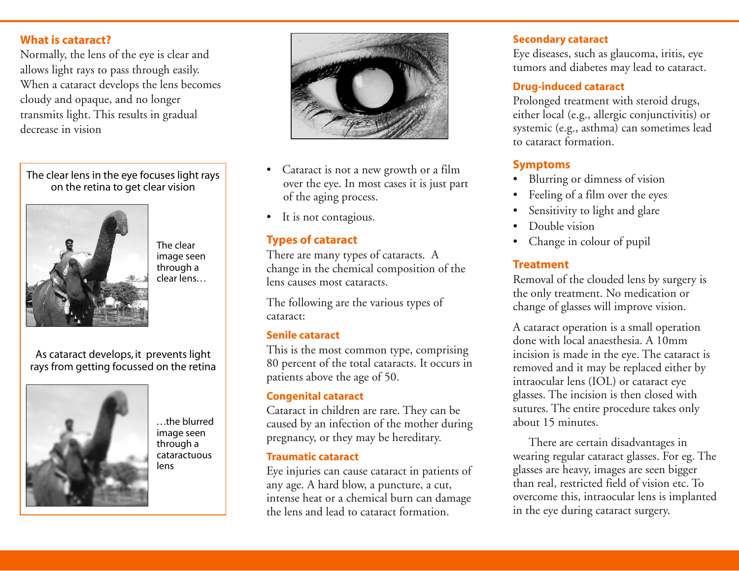## What is cataract?

Normally, the lens of the eye is clear and allows light rays to pass through easily. When a cataract develops the lens becomes cloudy and opaque, and no longer transmits light. This results in gradual decrease in vision

The clear lens in the eye focuses light rays on the retina to get clear vision

The clear image seen through a clear lens…

As cataract develops, it prevents light rays from getting focussed on the retina

…the blurred image seen through a cataractuous lens

- Cataract is not a new growth or a film over the eye. In most cases it is just part of the aging process.
- It is not contagious.

## Types of cataract

There are many types of cataracts. A change in the chemical composition of the lens causes most cataracts.

The following are the various types of cataract:

### Senile cataract

This is the most common type, comprising 80 percent of the total cataracts. It occurs in patients above the age of 50.

### Congenital cataract

Cataract in children are rare. They can be caused by an infection of the mother during pregnancy, or they may be hereditary.

### Traumatic cataract

Eye injuries can cause cataract in patients of any age. A hard blow, a puncture, a cut, intense heat or a chemical burn can damage the lens and lead to cataract formation.

### Secondary cataract

Eye diseases, such as glaucoma, iritis, eye tumors and diabetes may lead to cataract.

### Drug-induced cataract

Prolonged treatment with steroid drugs, either local (e.g., allergic conjunctivitis) or systemic (e.g., asthma) can sometimes lead to cataract formation.

## Symptoms

- Blurring or dimness of vision
- Feeling of a film over the eyes
- Sensitivity to light and glare
- Double vision
- Change in colour of pupil

## Treatment

Removal of the clouded lens by surgery is the only treatment. No medication or change of glasses will improve vision.

A cataract operation is a small operation done with local anaesthesia. A 10mm incision is made in the eye. The cataract is removed and it may be replaced either by intraocular lens (IOL) or cataract eye glasses. The incision is then closed with sutures. The entire procedure takes only about 15 minutes.

There are certain disadvantages in wearing regular cataract glasses. For eg. The glasses are heavy, images are seen bigger than real, restricted field of vision etc. To overcome this, intraocular lens is implanted in the eye during cataract surgery.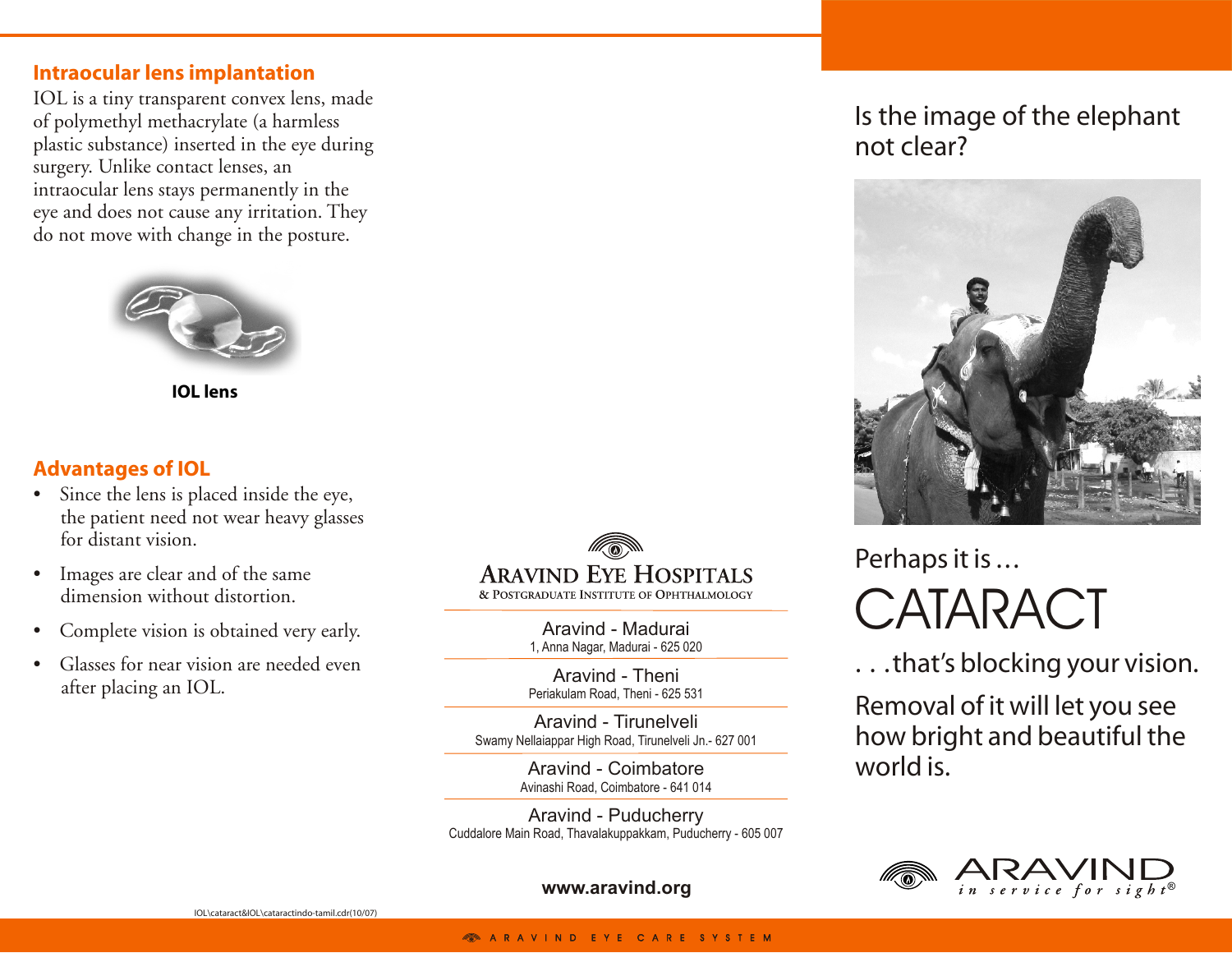## Intraocular lens implantation

IOL is a tiny transparent convex lens, made of polymethyl methacrylate (a harmless plastic substance) inserted in the eye during surgery. Unlike contact lenses, an intraocular lens stays permanently in the eye and does not cause any irritation. They do not move with change in the posture.

**IOL lens**

## Advantages of IOL

- Since the lens is placed inside the eye, the patient need not wear heavy glasses for distant vision.
- Images are clear and of the same dimension without distortion.
- Complete vision is obtained very early.
- Glasses for near vision are needed even after placing an IOL.

IOL\cataract&IOL\cataractindo-tamil.cdr(10/07)

**ARAVIND EYE HOSPITALS**
& POSTGRADUATE INSTITUTE OF OPHTHALMOLOGY

Aravind - Madurai
1, Anna Nagar, Madurai - 625 020

Aravind - Theni
Periakulam Road, Theni - 625 531

Aravind - Tirunelveli
Swamy Nellaiappar High Road, Tirunelveli Jn.- 627 001

Aravind - Coimbatore
Avinashi Road, Coimbatore - 641 014

Aravind - Puducherry
Cuddalore Main Road, Thavalakuppakkam, Puducherry - 605 007

**www.aravind.org**

ARAVIND EYE CARE SYSTEM

# Is the image of the elephant not clear?

Perhaps it is ...

# CATARACT

. . .that's blocking your vision.

Removal of it will let you see how bright and beautiful the world is.

ARAVIND
*in service for sight®*